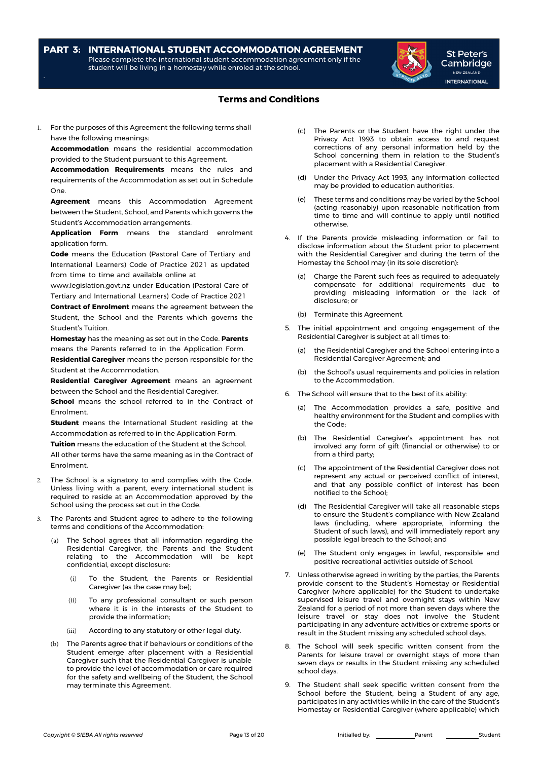## PART 3: INTERNATIONAL STUDENT ACCOMMODATION AGREEMENT

Please complete the international student accommodation agreement only if the student will be living in a homestay while enroled at the school.

St Peter's Cambridge NEW ZEALAND INTERNATIONAL

### Terms and Conditions

1. For the purposes of this Agreement the following terms shall have the following meanings:

   **Accommodation** means the residential accommodation provided to the Student pursuant to this Agreement.

   **Accommodation Requirements** means the rules and requirements of the Accommodation as set out in Schedule One.

   **Agreement** means this Accommodation Agreement between the Student, School, and Parents which governs the Student's Accommodation arrangements.

   **Application Form** means the standard enrolment application form.

   **Code** means the Education (Pastoral Care of Tertiary and International Learners) Code of Practice 2021 as updated from time to time and available online at www.legislation.govt.nz under Education (Pastoral Care of Tertiary and International Learners) Code of Practice 2021

   **Contract of Enrolment** means the agreement between the Student, the School and the Parents which governs the Student's Tuition.

   **Homestay** has the meaning as set out in the Code. **Parents** means the Parents referred to in the Application Form.

   **Residential Caregiver** means the person responsible for the Student at the Accommodation.

   **Residential Caregiver Agreement** means an agreement between the School and the Residential Caregiver.

   **School** means the school referred to in the Contract of Enrolment.

   **Student** means the International Student residing at the Accommodation as referred to in the Application Form.

   **Tuition** means the education of the Student at the School.

   All other terms have the same meaning as in the Contract of Enrolment.

2. The School is a signatory to and complies with the Code. Unless living with a parent, every international student is required to reside at an Accommodation approved by the School using the process set out in the Code.

3. The Parents and Student agree to adhere to the following terms and conditions of the Accommodation:

   (a) The School agrees that all information regarding the Residential Caregiver, the Parents and the Student relating to the Accommodation will be kept confidential, except disclosure:

      (i) To the Student, the Parents or Residential Caregiver (as the case may be);

      (ii) To any professional consultant or such person where it is in the interests of the Student to provide the information;

      (iii) According to any statutory or other legal duty.

   (b) The Parents agree that if behaviours or conditions of the Student emerge after placement with a Residential Caregiver such that the Residential Caregiver is unable to provide the level of accommodation or care required for the safety and wellbeing of the Student, the School may terminate this Agreement.

   (c) The Parents or the Student have the right under the Privacy Act 1993 to obtain access to and request corrections of any personal information held by the School concerning them in relation to the Student's placement with a Residential Caregiver.

   (d) Under the Privacy Act 1993, any information collected may be provided to education authorities.

   (e) These terms and conditions may be varied by the School (acting reasonably) upon reasonable notification from time to time and will continue to apply until notified otherwise.

4. If the Parents provide misleading information or fail to disclose information about the Student prior to placement with the Residential Caregiver and during the term of the Homestay the School may (in its sole discretion):

   (a) Charge the Parent such fees as required to adequately compensate for additional requirements due to providing misleading information or the lack of disclosure; or

   (b) Terminate this Agreement.

5. The initial appointment and ongoing engagement of the Residential Caregiver is subject at all times to:

   (a) the Residential Caregiver and the School entering into a Residential Caregiver Agreement; and

   (b) the School's usual requirements and policies in relation to the Accommodation.

6. The School will ensure that to the best of its ability:

   (a) The Accommodation provides a safe, positive and healthy environment for the Student and complies with the Code;

   (b) The Residential Caregiver's appointment has not involved any form of gift (financial or otherwise) to or from a third party;

   (c) The appointment of the Residential Caregiver does not represent any actual or perceived conflict of interest, and that any possible conflict of interest has been notified to the School;

   (d) The Residential Caregiver will take all reasonable steps to ensure the Student's compliance with New Zealand laws (including, where appropriate, informing the Student of such laws), and will immediately report any possible legal breach to the School; and

   (e) The Student only engages in lawful, responsible and positive recreational activities outside of School.

7. Unless otherwise agreed in writing by the parties, the Parents provide consent to the Student's Homestay or Residential Caregiver (where applicable) for the Student to undertake supervised leisure travel and overnight stays within New Zealand for a period of not more than seven days where the leisure travel or stay does not involve the Student participating in any adventure activities or extreme sports or result in the Student missing any scheduled school days.

8. The School will seek specific written consent from the Parents for leisure travel or overnight stays of more than seven days or results in the Student missing any scheduled school days.

9. The Student shall seek specific written consent from the School before the Student, being a Student of any age, participates in any activities while in the care of the Student's Homestay or Residential Caregiver (where applicable) which

Initialled by: ____________ Parent ____________ Student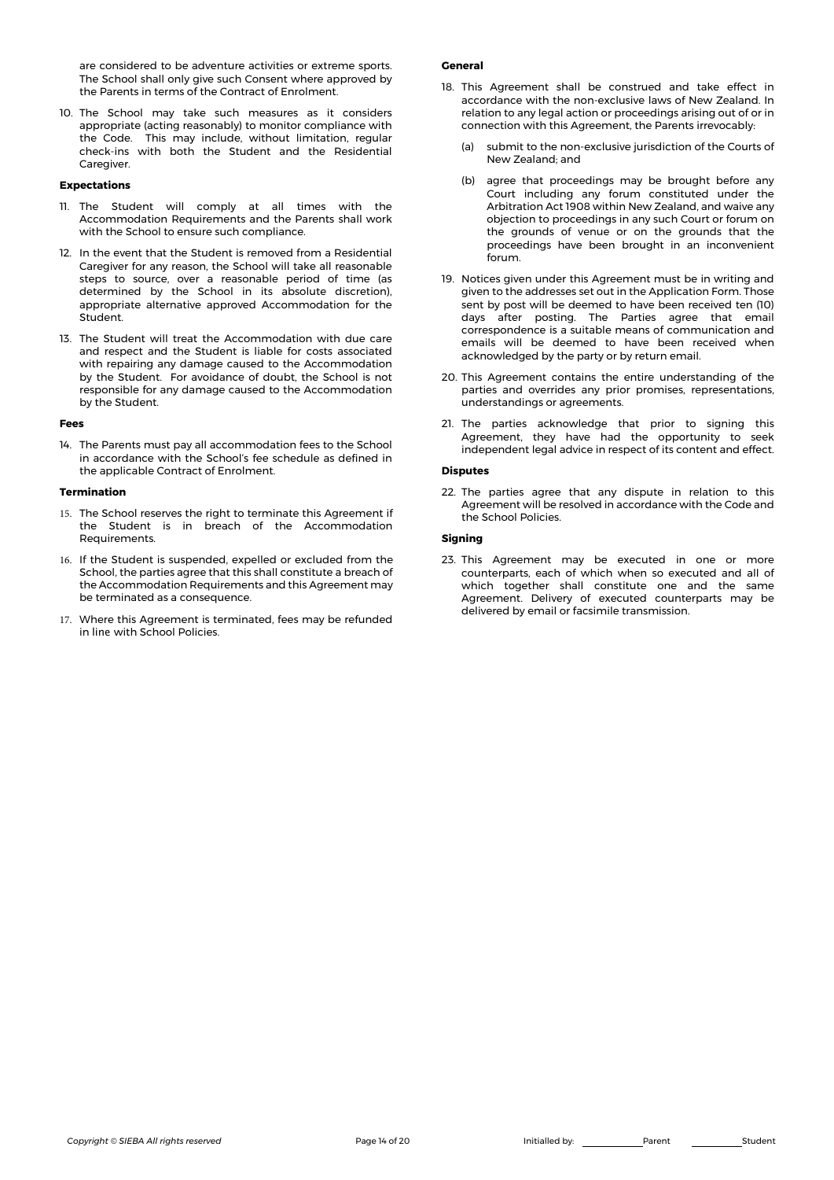are considered to be adventure activities or extreme sports. The School shall only give such Consent where approved by the Parents in terms of the Contract of Enrolment.

10. The School may take such measures as it considers appropriate (acting reasonably) to monitor compliance with the Code. This may include, without limitation, regular check-ins with both the Student and the Residential Caregiver.

**Expectations**

11. The Student will comply at all times with the Accommodation Requirements and the Parents shall work with the School to ensure such compliance.

12. In the event that the Student is removed from a Residential Caregiver for any reason, the School will take all reasonable steps to source, over a reasonable period of time (as determined by the School in its absolute discretion), appropriate alternative approved Accommodation for the Student.

13. The Student will treat the Accommodation with due care and respect and the Student is liable for costs associated with repairing any damage caused to the Accommodation by the Student. For avoidance of doubt, the School is not responsible for any damage caused to the Accommodation by the Student.

**Fees**

14. The Parents must pay all accommodation fees to the School in accordance with the School's fee schedule as defined in the applicable Contract of Enrolment.

**Termination**

15. The School reserves the right to terminate this Agreement if the Student is in breach of the Accommodation Requirements.

16. If the Student is suspended, expelled or excluded from the School, the parties agree that this shall constitute a breach of the Accommodation Requirements and this Agreement may be terminated as a consequence.

17. Where this Agreement is terminated, fees may be refunded in line with School Policies.

**General**

18. This Agreement shall be construed and take effect in accordance with the non-exclusive laws of New Zealand. In relation to any legal action or proceedings arising out of or in connection with this Agreement, the Parents irrevocably:

    (a) submit to the non-exclusive jurisdiction of the Courts of New Zealand; and

    (b) agree that proceedings may be brought before any Court including any forum constituted under the Arbitration Act 1908 within New Zealand, and waive any objection to proceedings in any such Court or forum on the grounds of venue or on the grounds that the proceedings have been brought in an inconvenient forum.

19. Notices given under this Agreement must be in writing and given to the addresses set out in the Application Form. Those sent by post will be deemed to have been received ten (10) days after posting. The Parties agree that email correspondence is a suitable means of communication and emails will be deemed to have been received when acknowledged by the party or by return email.

20. This Agreement contains the entire understanding of the parties and overrides any prior promises, representations, understandings or agreements.

21. The parties acknowledge that prior to signing this Agreement, they have had the opportunity to seek independent legal advice in respect of its content and effect.

**Disputes**

22. The parties agree that any dispute in relation to this Agreement will be resolved in accordance with the Code and the School Policies.

**Signing**

23. This Agreement may be executed in one or more counterparts, each of which when so executed and all of which together shall constitute one and the same Agreement. Delivery of executed counterparts may be delivered by email or facsimile transmission.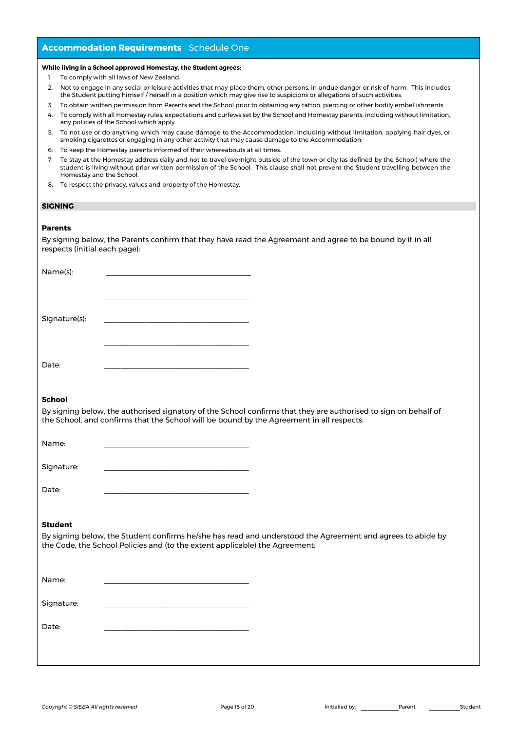## Accommodation Requirements - Schedule One

**While living in a School approved Homestay, the Student agrees:**

1. To comply with all laws of New Zealand.
2. Not to engage in any social or leisure activities that may place them, other persons, in undue danger or risk of harm. This includes the Student putting himself / herself in a position which may give rise to suspicions or allegations of such activities.
3. To obtain written permission from Parents and the School prior to obtaining any tattoo, piercing or other bodily embellishments.
4. To comply with all Homestay rules, expectations and curfews set by the School and Homestay parents, including without limitation, any policies of the School which apply.
5. To not use or do anything which may cause damage to the Accommodation, including without limitation, applying hair dyes, or smoking cigarettes or engaging in any other activity that may cause damage to the Accommodation.
6. To keep the Homestay parents informed of their whereabouts at all times.
7. To stay at the Homestay address daily and not to travel overnight outside of the town or city (as defined by the School) where the student is living without prior written permission of the School. This clause shall not prevent the Student travelling between the Homestay and the School.
8. To respect the privacy, values and property of the Homestay.

### SIGNING

#### Parents

By signing below, the Parents confirm that they have read the Agreement and agree to be bound by it in all respects (initial each page):

Name(s): ______________________________

______________________________

Signature(s): ______________________________

______________________________

Date: ______________________________

#### School

By signing below, the authorised signatory of the School confirms that they are authorised to sign on behalf of the School, and confirms that the School will be bound by the Agreement in all respects:

Name: ______________________________

Signature: ______________________________

Date: ______________________________

#### Student

By signing below, the Student confirms he/she has read and understood the Agreement and agrees to abide by the Code, the School Policies and (to the extent applicable) the Agreement:

Name: ______________________________

Signature: ______________________________

Date: ______________________________

*Copyright © SIEBA All rights reserved*

Initialled by: __________ Parent __________ Student